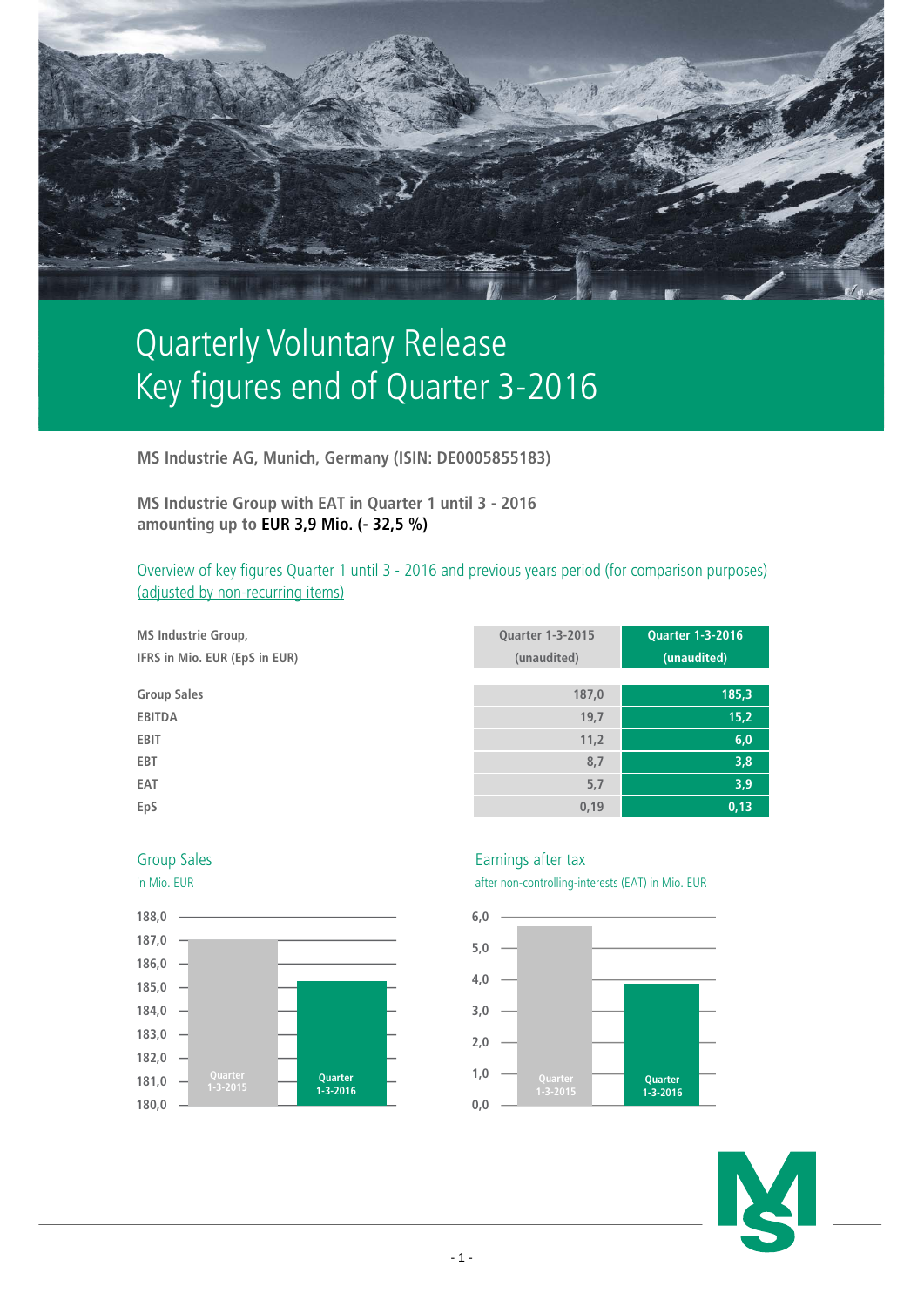# Quarterly Voluntary Release
# Key figures end of Quarter 3-2016

**MS Industrie AG, Munich, Germany (ISIN: DE0005855183)**

**MS Industrie Group with EAT in Quarter 1 until 3 - 2016 amounting up to EUR 3,9 Mio. (- 32,5 %)**

Overview of key figures Quarter 1 until 3 - 2016 and previous years period (for comparison purposes) (adjusted by non-recurring items)

| MS Industrie Group, IFRS in Mio. EUR (EpS in EUR) | Quarter 1-3-2015 (unaudited) | Quarter 1-3-2016 (unaudited) |
|---|---|---|
| Group Sales | 187,0 | 185,3 |
| EBITDA | 19,7 | 15,2 |
| EBIT | 11,2 | 6,0 |
| EBT | 8,7 | 3,8 |
| EAT | 5,7 | 3,9 |
| EpS | 0,19 | 0,13 |

Group Sales

in Mio. EUR

| | Group Sales |
|---|---|
| Quarter 1-3-2015 | 187,0 |
| Quarter 1-3-2016 | 185,3 |

Earnings after tax

after non-controlling-interests (EAT) in Mio. EUR

| | EAT |
|---|---|
| Quarter 1-3-2015 | 5,7 |
| Quarter 1-3-2016 | 3,9 |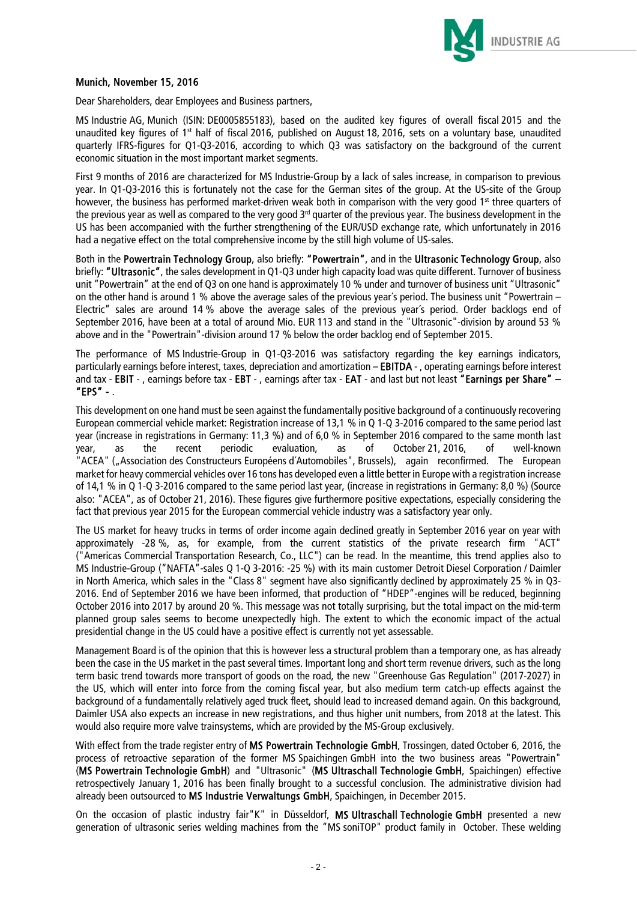**Munich, November 15, 2016**

Dear Shareholders, dear Employees and Business partners,

MS Industrie AG, Munich (ISIN: DE0005855183), based on the audited key figures of overall fiscal 2015 and the unaudited key figures of 1st half of fiscal 2016, published on August 18, 2016, sets on a voluntary base, unaudited quarterly IFRS-figures for Q1-Q3-2016, according to which Q3 was satisfactory on the background of the current economic situation in the most important market segments.

First 9 months of 2016 are characterized for MS Industrie-Group by a lack of sales increase, in comparison to previous year. In Q1-Q3-2016 this is fortunately not the case for the German sites of the group. At the US-site of the Group however, the business has performed market-driven weak both in comparison with the very good 1st three quarters of the previous year as well as compared to the very good 3rd quarter of the previous year. The business development in the US has been accompanied with the further strengthening of the EUR/USD exchange rate, which unfortunately in 2016 had a negative effect on the total comprehensive income by the still high volume of US-sales.

Both in the **Powertrain Technology Group**, also briefly: **"Powertrain"**, and in the **Ultrasonic Technology Group**, also briefly: **"Ultrasonic"**, the sales development in Q1-Q3 under high capacity load was quite different. Turnover of business unit "Powertrain" at the end of Q3 on one hand is approximately 10 % under and turnover of business unit "Ultrasonic" on the other hand is around 1 % above the average sales of the previous year´s period. The business unit "Powertrain – Electric" sales are around 14 % above the average sales of the previous year´s period. Order backlogs end of September 2016, have been at a total of around Mio. EUR 113 and stand in the "Ultrasonic"-division by around 53 % above and in the "Powertrain"-division around 17 % below the order backlog end of September 2015.

The performance of MS Industrie-Group in Q1-Q3-2016 was satisfactory regarding the key earnings indicators, particularly earnings before interest, taxes, depreciation and amortization – **EBITDA** - , operating earnings before interest and tax - **EBIT** - , earnings before tax - **EBT** - , earnings after tax - **EAT** - and last but not least **"Earnings per Share" – "EPS" -** .

This development on one hand must be seen against the fundamentally positive background of a continuously recovering European commercial vehicle market: Registration increase of 13,1 % in Q 1-Q 3-2016 compared to the same period last year (increase in registrations in Germany: 11,3 %) and of 6,0 % in September 2016 compared to the same month last year, as the recent periodic evaluation, as of October 21, 2016, of well-known "ACEA" („Association des Constructeurs Européens d´Automobiles", Brussels), again reconfirmed. The European market for heavy commercial vehicles over 16 tons has developed even a little better in Europe with a registration increase of 14,1 % in Q 1-Q 3-2016 compared to the same period last year, (increase in registrations in Germany: 8,0 %) (Source also: "ACEA", as of October 21, 2016). These figures give furthermore positive expectations, especially considering the fact that previous year 2015 for the European commercial vehicle industry was a satisfactory year only.

The US market for heavy trucks in terms of order income again declined greatly in September 2016 year on year with approximately -28 %, as, for example, from the current statistics of the private research firm "ACT" ("Americas Commercial Transportation Research, Co., LLC") can be read. In the meantime, this trend applies also to MS Industrie-Group ("NAFTA"-sales Q 1-Q 3-2016: -25 %) with its main customer Detroit Diesel Corporation / Daimler in North America, which sales in the "Class 8" segment have also significantly declined by approximately 25 % in Q3-2016. End of September 2016 we have been informed, that production of "HDEP"-engines will be reduced, beginning October 2016 into 2017 by around 20 %. This message was not totally surprising, but the total impact on the mid-term planned group sales seems to become unexpectedly high. The extent to which the economic impact of the actual presidential change in the US could have a positive effect is currently not yet assessable.

Management Board is of the opinion that this is however less a structural problem than a temporary one, as has already been the case in the US market in the past several times. Important long and short term revenue drivers, such as the long term basic trend towards more transport of goods on the road, the new "Greenhouse Gas Regulation" (2017-2027) in the US, which will enter into force from the coming fiscal year, but also medium term catch-up effects against the background of a fundamentally relatively aged truck fleet, should lead to increased demand again. On this background, Daimler USA also expects an increase in new registrations, and thus higher unit numbers, from 2018 at the latest. This would also require more valve trainsystems, which are provided by the MS-Group exclusively.

With effect from the trade register entry of **MS Powertrain Technologie GmbH**, Trossingen, dated October 6, 2016, the process of retroactive separation of the former MS Spaichingen GmbH into the two business areas "Powertrain" (**MS Powertrain Technologie GmbH**) and "Ultrasonic" (**MS Ultraschall Technologie GmbH**, Spaichingen) effective retrospectively January 1, 2016 has been finally brought to a successful conclusion. The administrative division had already been outsourced to **MS Industrie Verwaltungs GmbH**, Spaichingen, in December 2015.

On the occasion of plastic industry fair"K" in Düsseldorf, **MS Ultraschall Technologie GmbH** presented a new generation of ultrasonic series welding machines from the "MS soniTOP" product family in October. These welding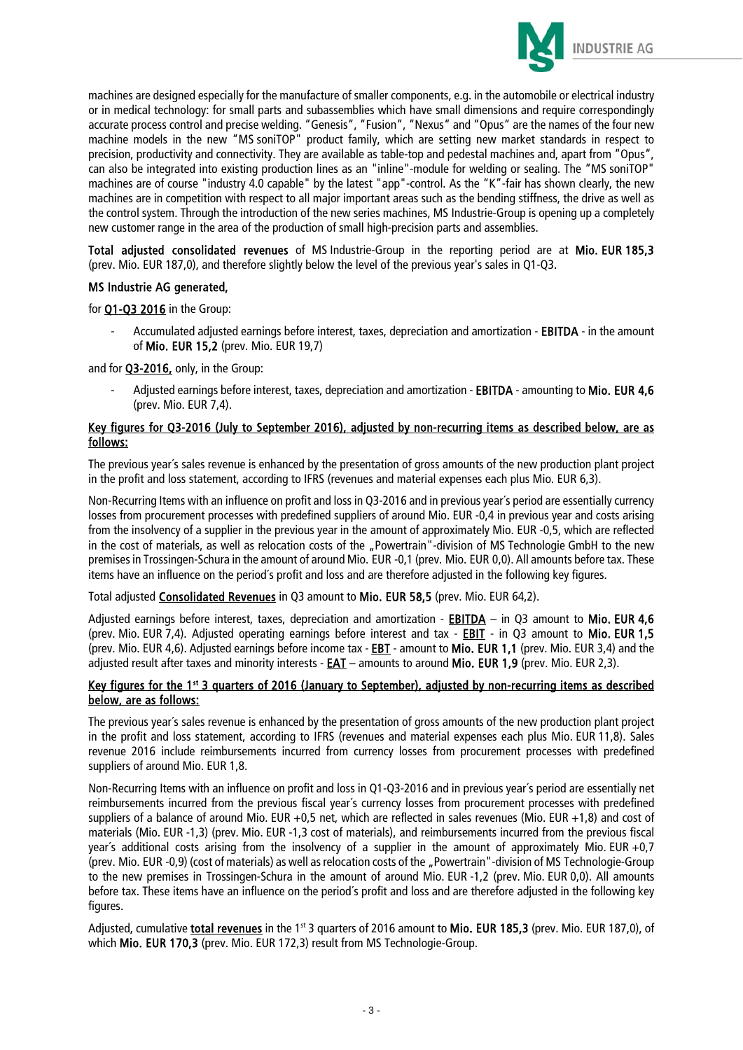machines are designed especially for the manufacture of smaller components, e.g. in the automobile or electrical industry or in medical technology: for small parts and subassemblies which have small dimensions and require correspondingly accurate process control and precise welding. "Genesis", "Fusion", "Nexus" and "Opus" are the names of the four new machine models in the new "MS soniTOP" product family, which are setting new market standards in respect to precision, productivity and connectivity. They are available as table-top and pedestal machines and, apart from "Opus", can also be integrated into existing production lines as an "inline"-module for welding or sealing. The "MS soniTOP" machines are of course "industry 4.0 capable" by the latest "app"-control. As the "K"-fair has shown clearly, the new machines are in competition with respect to all major important areas such as the bending stiffness, the drive as well as the control system. Through the introduction of the new series machines, MS Industrie-Group is opening up a completely new customer range in the area of the production of small high-precision parts and assemblies.

**Total adjusted consolidated revenues** of MS Industrie-Group in the reporting period are at **Mio. EUR 185,3** (prev. Mio. EUR 187,0), and therefore slightly below the level of the previous year's sales in Q1-Q3.

**MS Industrie AG generated,**

for **Q1-Q3 2016** in the Group:

- Accumulated adjusted earnings before interest, taxes, depreciation and amortization - **EBITDA** - in the amount of **Mio. EUR 15,2** (prev. Mio. EUR 19,7)

and for **Q3-2016,** only, in the Group:

- Adjusted earnings before interest, taxes, depreciation and amortization - **EBITDA** - amounting to **Mio. EUR 4,6** (prev. Mio. EUR 7,4).

**Key figures for Q3-2016 (July to September 2016), adjusted by non-recurring items as described below, are as follows:**

The previous year´s sales revenue is enhanced by the presentation of gross amounts of the new production plant project in the profit and loss statement, according to IFRS (revenues and material expenses each plus Mio. EUR 6,3).

Non-Recurring Items with an influence on profit and loss in Q3-2016 and in previous year´s period are essentially currency losses from procurement processes with predefined suppliers of around Mio. EUR -0,4 in previous year and costs arising from the insolvency of a supplier in the previous year in the amount of approximately Mio. EUR -0,5, which are reflected in the cost of materials, as well as relocation costs of the „Powertrain"-division of MS Technologie GmbH to the new premises in Trossingen-Schura in the amount of around Mio. EUR -0,1 (prev. Mio. EUR 0,0). All amounts before tax. These items have an influence on the period´s profit and loss and are therefore adjusted in the following key figures.

Total adjusted **Consolidated Revenues** in Q3 amount to **Mio. EUR 58,5** (prev. Mio. EUR 64,2).

Adjusted earnings before interest, taxes, depreciation and amortization - **EBITDA** – in Q3 amount to **Mio. EUR 4,6** (prev. Mio. EUR 7,4). Adjusted operating earnings before interest and tax - **EBIT** - in Q3 amount to **Mio. EUR 1,5** (prev. Mio. EUR 4,6). Adjusted earnings before income tax - **EBT** - amount to **Mio. EUR 1,1** (prev. Mio. EUR 3,4) and the adjusted result after taxes and minority interests - **EAT** – amounts to around **Mio. EUR 1,9** (prev. Mio. EUR 2,3).

**Key figures for the 1st 3 quarters of 2016 (January to September), adjusted by non-recurring items as described below, are as follows:**

The previous year´s sales revenue is enhanced by the presentation of gross amounts of the new production plant project in the profit and loss statement, according to IFRS (revenues and material expenses each plus Mio. EUR 11,8). Sales revenue 2016 include reimbursements incurred from currency losses from procurement processes with predefined suppliers of around Mio. EUR 1,8.

Non-Recurring Items with an influence on profit and loss in Q1-Q3-2016 and in previous year´s period are essentially net reimbursements incurred from the previous fiscal year´s currency losses from procurement processes with predefined suppliers of a balance of around Mio. EUR +0,5 net, which are reflected in sales revenues (Mio. EUR +1,8) and cost of materials (Mio. EUR -1,3) (prev. Mio. EUR -1,3 cost of materials), and reimbursements incurred from the previous fiscal year´s additional costs arising from the insolvency of a supplier in the amount of approximately Mio. EUR +0,7 (prev. Mio. EUR -0,9) (cost of materials) as well as relocation costs of the „Powertrain"-division of MS Technologie-Group to the new premises in Trossingen-Schura in the amount of around Mio. EUR -1,2 (prev. Mio. EUR 0,0). All amounts before tax. These items have an influence on the period´s profit and loss and are therefore adjusted in the following key figures.

Adjusted, cumulative **total revenues** in the 1st 3 quarters of 2016 amount to **Mio. EUR 185,3** (prev. Mio. EUR 187,0), of which **Mio. EUR 170,3** (prev. Mio. EUR 172,3) result from MS Technologie-Group.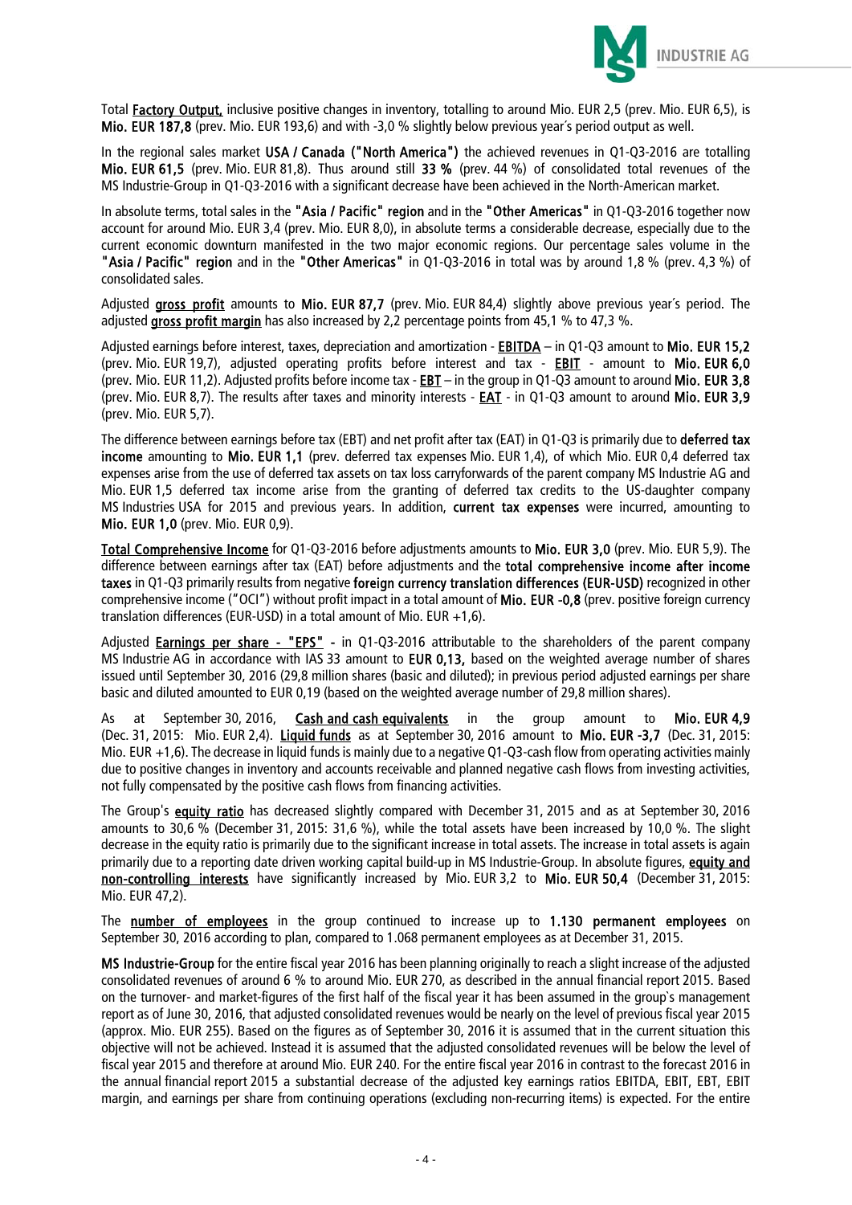Total Factory Output, inclusive positive changes in inventory, totalling to around Mio. EUR 2,5 (prev. Mio. EUR 6,5), is **Mio. EUR 187,8** (prev. Mio. EUR 193,6) and with -3,0 % slightly below previous year´s period output as well.

In the regional sales market **USA / Canada ("North America")** the achieved revenues in Q1-Q3-2016 are totalling **Mio. EUR 61,5** (prev. Mio. EUR 81,8). Thus around still **33 %** (prev. 44 %) of consolidated total revenues of the MS Industrie-Group in Q1-Q3-2016 with a significant decrease have been achieved in the North-American market.

In absolute terms, total sales in the **"Asia / Pacific" region** and in the **"Other Americas"** in Q1-Q3-2016 together now account for around Mio. EUR 3,4 (prev. Mio. EUR 8,0), in absolute terms a considerable decrease, especially due to the current economic downturn manifested in the two major economic regions. Our percentage sales volume in the **"Asia / Pacific" region** and in the **"Other Americas"** in Q1-Q3-2016 in total was by around 1,8 % (prev. 4,3 %) of consolidated sales.

Adjusted gross profit amounts to **Mio. EUR 87,7** (prev. Mio. EUR 84,4) slightly above previous year´s period. The adjusted gross profit margin has also increased by 2,2 percentage points from 45,1 % to 47,3 %.

Adjusted earnings before interest, taxes, depreciation and amortization - EBITDA – in Q1-Q3 amount to **Mio. EUR 15,2** (prev. Mio. EUR 19,7), adjusted operating profits before interest and tax - EBIT - amount to **Mio. EUR 6,0** (prev. Mio. EUR 11,2). Adjusted profits before income tax - EBT – in the group in Q1-Q3 amount to around **Mio. EUR 3,8** (prev. Mio. EUR 8,7). The results after taxes and minority interests - EAT - in Q1-Q3 amount to around **Mio. EUR 3,9** (prev. Mio. EUR 5,7).

The difference between earnings before tax (EBT) and net profit after tax (EAT) in Q1-Q3 is primarily due to **deferred tax income** amounting to **Mio. EUR 1,1** (prev. deferred tax expenses Mio. EUR 1,4), of which Mio. EUR 0,4 deferred tax expenses arise from the use of deferred tax assets on tax loss carryforwards of the parent company MS Industrie AG and Mio. EUR 1,5 deferred tax income arise from the granting of deferred tax credits to the US-daughter company MS Industries USA for 2015 and previous years. In addition, **current tax expenses** were incurred, amounting to **Mio. EUR 1,0** (prev. Mio. EUR 0,9).

Total Comprehensive Income for Q1-Q3-2016 before adjustments amounts to **Mio. EUR 3,0** (prev. Mio. EUR 5,9). The difference between earnings after tax (EAT) before adjustments and the **total comprehensive income after income taxes** in Q1-Q3 primarily results from negative **foreign currency translation differences (EUR-USD)** recognized in other comprehensive income ("OCI") without profit impact in a total amount of **Mio. EUR -0,8** (prev. positive foreign currency translation differences (EUR-USD) in a total amount of Mio. EUR +1,6).

Adjusted Earnings per share - "EPS" - in Q1-Q3-2016 attributable to the shareholders of the parent company MS Industrie AG in accordance with IAS 33 amount to **EUR 0,13,** based on the weighted average number of shares issued until September 30, 2016 (29,8 million shares (basic and diluted); in previous period adjusted earnings per share basic and diluted amounted to EUR 0,19 (based on the weighted average number of 29,8 million shares).

As at September 30, 2016, Cash and cash equivalents in the group amount to **Mio. EUR 4,9** (Dec. 31, 2015: Mio. EUR 2,4). Liquid funds as at September 30, 2016 amount to **Mio. EUR -3,7** (Dec. 31, 2015: Mio. EUR +1,6). The decrease in liquid funds is mainly due to a negative Q1-Q3-cash flow from operating activities mainly due to positive changes in inventory and accounts receivable and planned negative cash flows from investing activities, not fully compensated by the positive cash flows from financing activities.

The Group's equity ratio has decreased slightly compared with December 31, 2015 and as at September 30, 2016 amounts to 30,6 % (December 31, 2015: 31,6 %), while the total assets have been increased by 10,0 %. The slight decrease in the equity ratio is primarily due to the significant increase in total assets. The increase in total assets is again primarily due to a reporting date driven working capital build-up in MS Industrie-Group. In absolute figures, equity and non-controlling interests have significantly increased by Mio. EUR 3,2 to **Mio. EUR 50,4** (December 31, 2015: Mio. EUR 47,2).

The number of employees in the group continued to increase up to **1.130 permanent employees** on September 30, 2016 according to plan, compared to 1.068 permanent employees as at December 31, 2015.

**MS Industrie-Group** for the entire fiscal year 2016 has been planning originally to reach a slight increase of the adjusted consolidated revenues of around 6 % to around Mio. EUR 270, as described in the annual financial report 2015. Based on the turnover- and market-figures of the first half of the fiscal year it has been assumed in the group`s management report as of June 30, 2016, that adjusted consolidated revenues would be nearly on the level of previous fiscal year 2015 (approx. Mio. EUR 255). Based on the figures as of September 30, 2016 it is assumed that in the current situation this objective will not be achieved. Instead it is assumed that the adjusted consolidated revenues will be below the level of fiscal year 2015 and therefore at around Mio. EUR 240. For the entire fiscal year 2016 in contrast to the forecast 2016 in the annual financial report 2015 a substantial decrease of the adjusted key earnings ratios EBITDA, EBIT, EBT, EBIT margin, and earnings per share from continuing operations (excluding non-recurring items) is expected. For the entire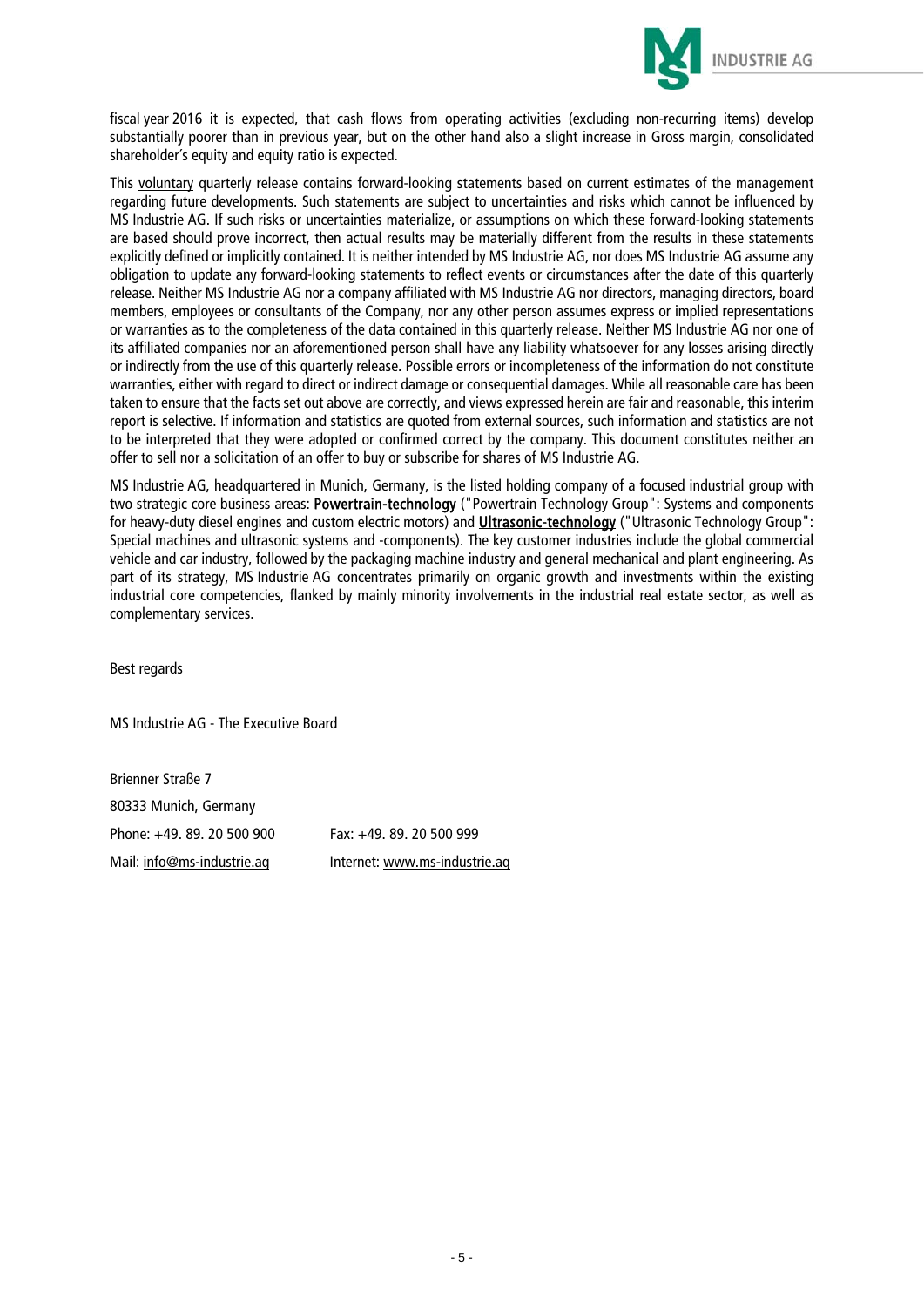fiscal year 2016 it is expected, that cash flows from operating activities (excluding non-recurring items) develop substantially poorer than in previous year, but on the other hand also a slight increase in Gross margin, consolidated shareholder´s equity and equity ratio is expected.

This voluntary quarterly release contains forward-looking statements based on current estimates of the management regarding future developments. Such statements are subject to uncertainties and risks which cannot be influenced by MS Industrie AG. If such risks or uncertainties materialize, or assumptions on which these forward-looking statements are based should prove incorrect, then actual results may be materially different from the results in these statements explicitly defined or implicitly contained. It is neither intended by MS Industrie AG, nor does MS Industrie AG assume any obligation to update any forward-looking statements to reflect events or circumstances after the date of this quarterly release. Neither MS Industrie AG nor a company affiliated with MS Industrie AG nor directors, managing directors, board members, employees or consultants of the Company, nor any other person assumes express or implied representations or warranties as to the completeness of the data contained in this quarterly release. Neither MS Industrie AG nor one of its affiliated companies nor an aforementioned person shall have any liability whatsoever for any losses arising directly or indirectly from the use of this quarterly release. Possible errors or incompleteness of the information do not constitute warranties, either with regard to direct or indirect damage or consequential damages. While all reasonable care has been taken to ensure that the facts set out above are correctly, and views expressed herein are fair and reasonable, this interim report is selective. If information and statistics are quoted from external sources, such information and statistics are not to be interpreted that they were adopted or confirmed correct by the company. This document constitutes neither an offer to sell nor a solicitation of an offer to buy or subscribe for shares of MS Industrie AG.

MS Industrie AG, headquartered in Munich, Germany, is the listed holding company of a focused industrial group with two strategic core business areas: **Powertrain-technology** ("Powertrain Technology Group": Systems and components for heavy-duty diesel engines and custom electric motors) and **Ultrasonic-technology** ("Ultrasonic Technology Group": Special machines and ultrasonic systems and -components). The key customer industries include the global commercial vehicle and car industry, followed by the packaging machine industry and general mechanical and plant engineering. As part of its strategy, MS Industrie AG concentrates primarily on organic growth and investments within the existing industrial core competencies, flanked by mainly minority involvements in the industrial real estate sector, as well as complementary services.

Best regards

MS Industrie AG - The Executive Board

Brienner Straße 7

80333 Munich, Germany

Phone: +49. 89. 20 500 900 Fax: +49. 89. 20 500 999

Mail: info@ms-industrie.ag Internet: www.ms-industrie.ag